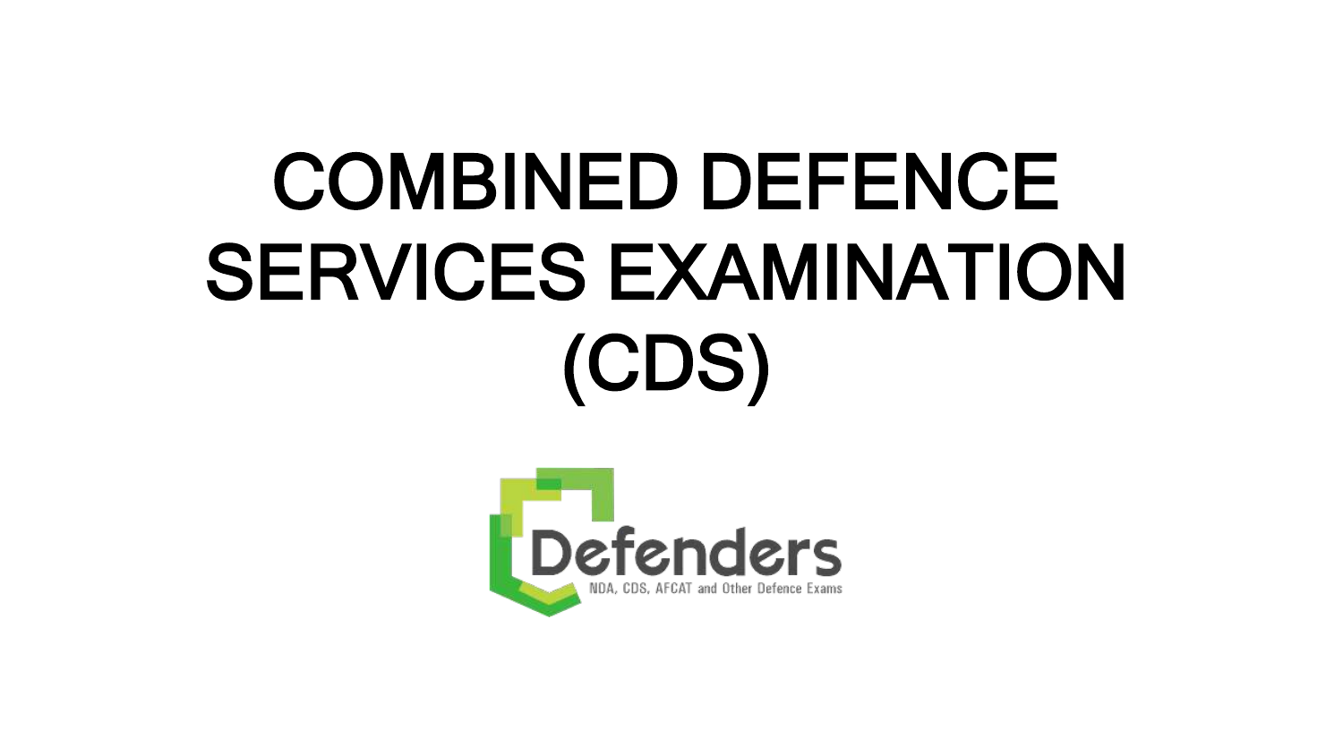# COMBINED DEFENCE SERVICES EXAMINATION (CDS)

Defenders

NDA, CDS, AFCAT and Other Defence Exams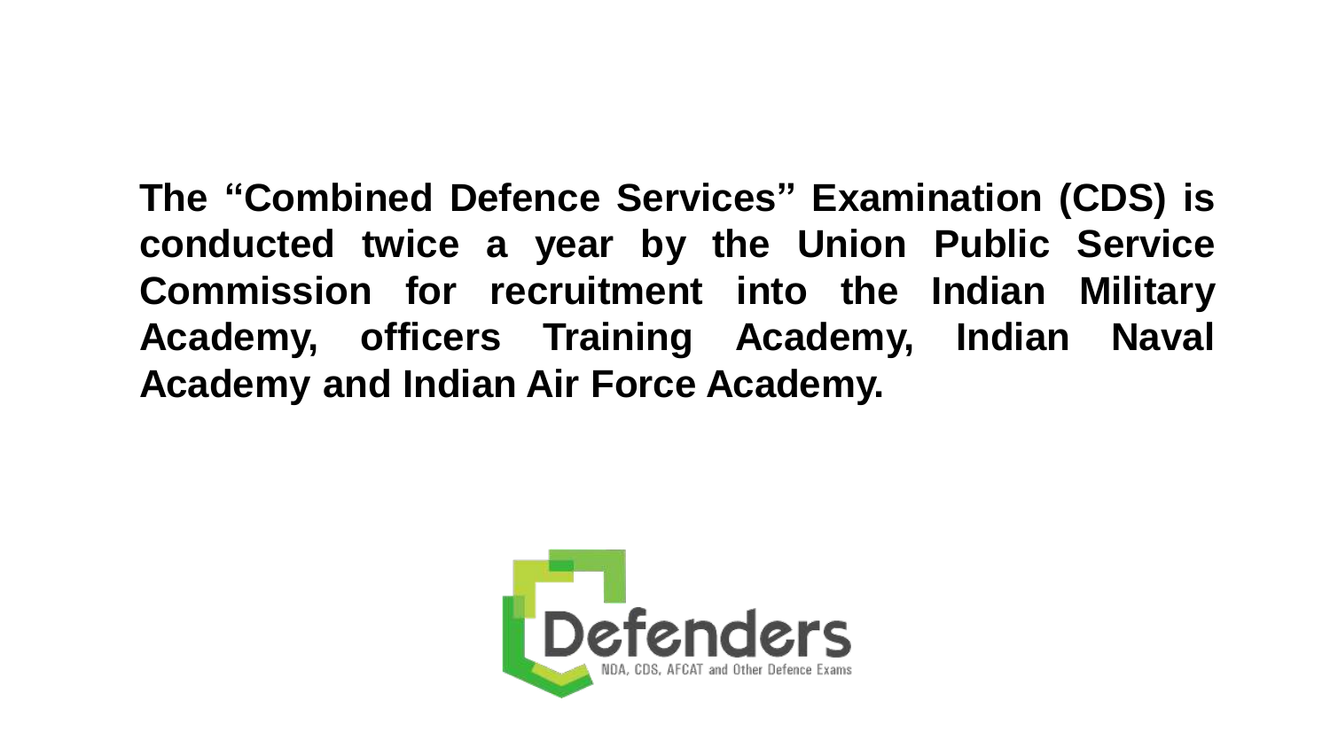**The "Combined Defence Services" Examination (CDS) is conducted twice a year by the Union Public Service Commission for recruitment into the Indian Military Academy, officers Training Academy, Indian Naval Academy and Indian Air Force Academy.**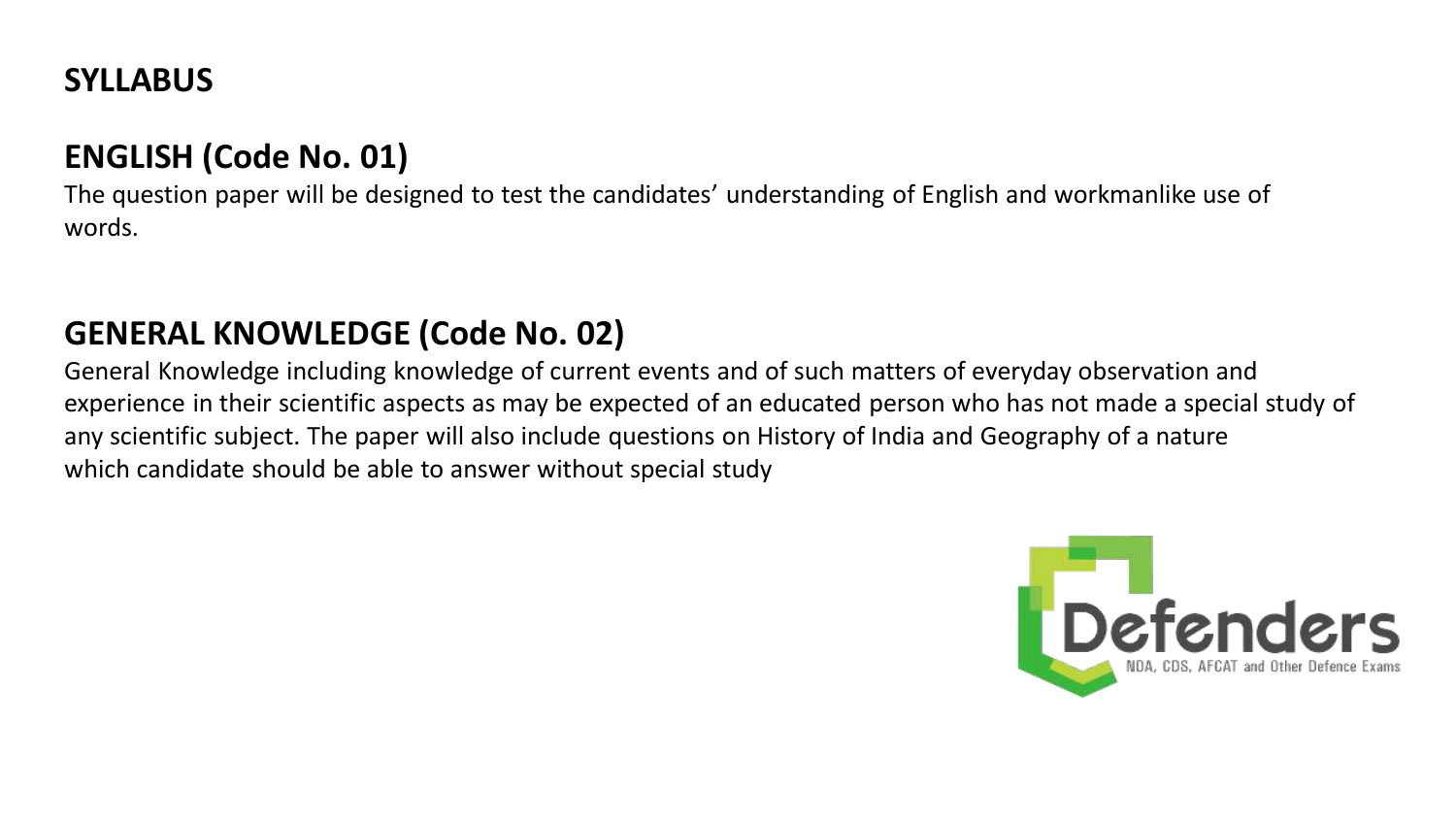## SYLLABUS

### ENGLISH (Code No. 01)

The question paper will be designed to test the candidates' understanding of English and workmanlike use of words.

### GENERAL KNOWLEDGE (Code No. 02)

General Knowledge including knowledge of current events and of such matters of everyday observation and experience in their scientific aspects as may be expected of an educated person who has not made a special study of any scientific subject. The paper will also include questions on History of India and Geography of a nature which candidate should be able to answer without special study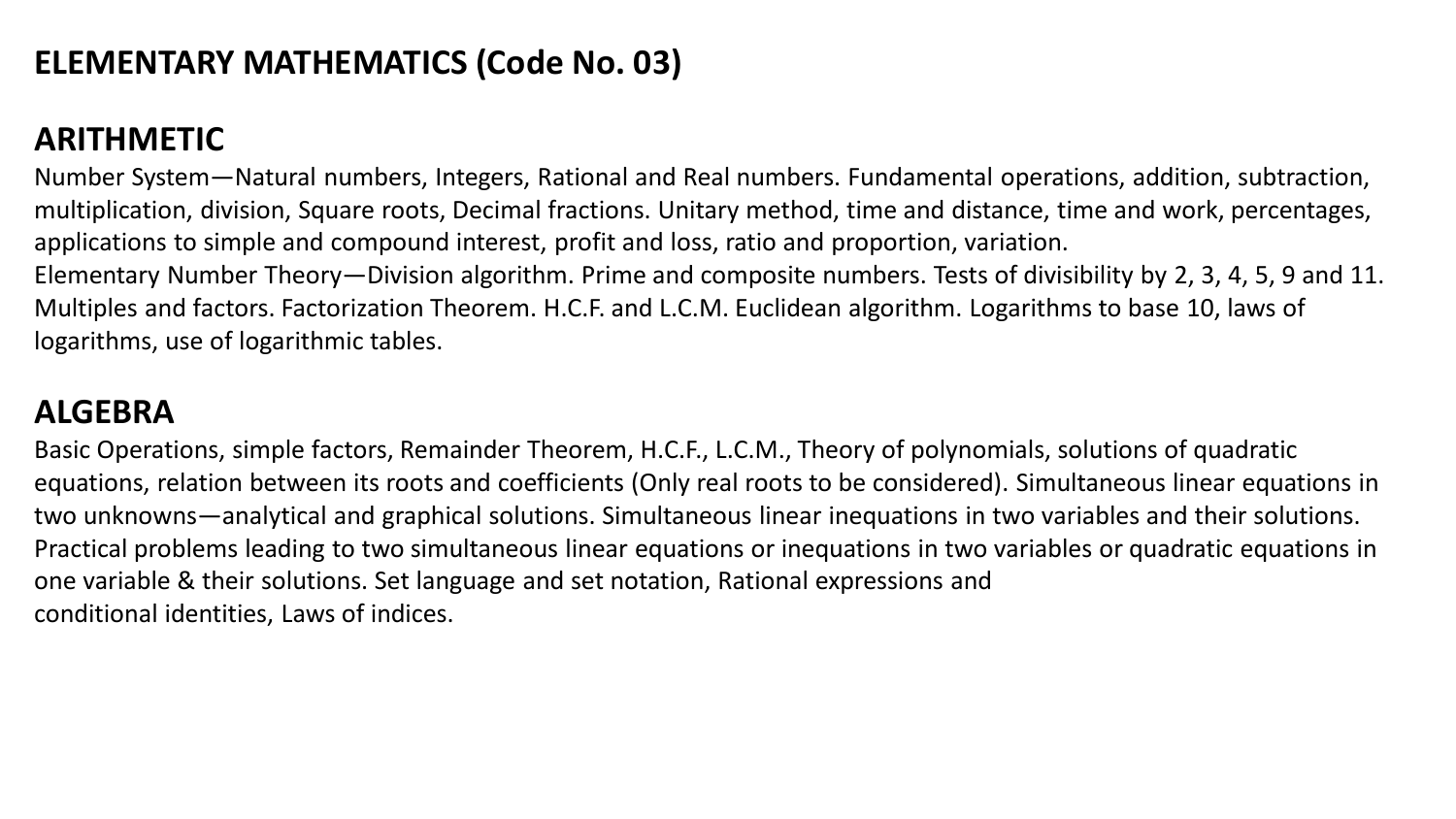# ELEMENTARY MATHEMATICS (Code No. 03)

## ARITHMETIC

Number System—Natural numbers, Integers, Rational and Real numbers. Fundamental operations, addition, subtraction, multiplication, division, Square roots, Decimal fractions. Unitary method, time and distance, time and work, percentages, applications to simple and compound interest, profit and loss, ratio and proportion, variation.

Elementary Number Theory—Division algorithm. Prime and composite numbers. Tests of divisibility by 2, 3, 4, 5, 9 and 11. Multiples and factors. Factorization Theorem. H.C.F. and L.C.M. Euclidean algorithm. Logarithms to base 10, laws of logarithms, use of logarithmic tables.

## ALGEBRA

Basic Operations, simple factors, Remainder Theorem, H.C.F., L.C.M., Theory of polynomials, solutions of quadratic equations, relation between its roots and coefficients (Only real roots to be considered). Simultaneous linear equations in two unknowns—analytical and graphical solutions. Simultaneous linear inequations in two variables and their solutions. Practical problems leading to two simultaneous linear equations or inequations in two variables or quadratic equations in one variable & their solutions. Set language and set notation, Rational expressions and conditional identities, Laws of indices.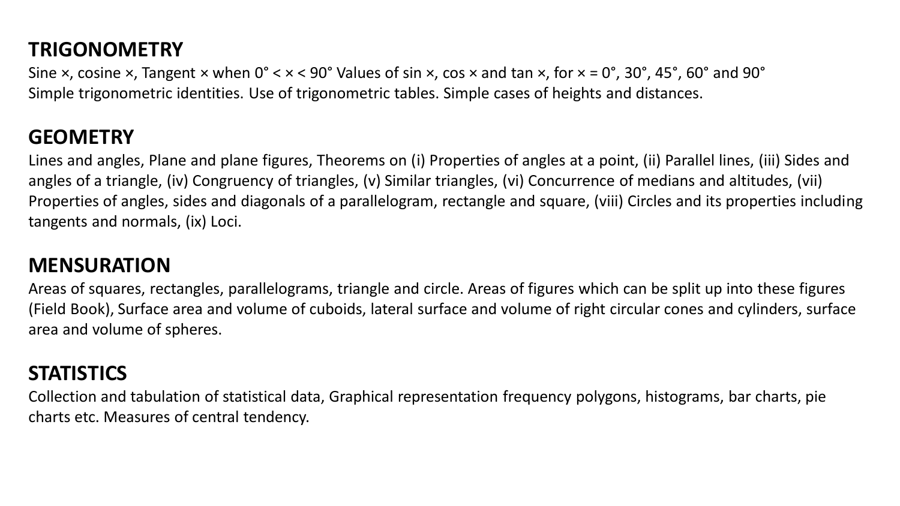## TRIGONOMETRY

Sine ×, cosine ×, Tangent × when 0° < × < 90° Values of sin ×, cos × and tan ×, for × = 0°, 30°, 45°, 60° and 90°
Simple trigonometric identities. Use of trigonometric tables. Simple cases of heights and distances.

## GEOMETRY

Lines and angles, Plane and plane figures, Theorems on (i) Properties of angles at a point, (ii) Parallel lines, (iii) Sides and angles of a triangle, (iv) Congruency of triangles, (v) Similar triangles, (vi) Concurrence of medians and altitudes, (vii) Properties of angles, sides and diagonals of a parallelogram, rectangle and square, (viii) Circles and its properties including tangents and normals, (ix) Loci.

## MENSURATION

Areas of squares, rectangles, parallelograms, triangle and circle. Areas of figures which can be split up into these figures (Field Book), Surface area and volume of cuboids, lateral surface and volume of right circular cones and cylinders, surface area and volume of spheres.

## STATISTICS

Collection and tabulation of statistical data, Graphical representation frequency polygons, histograms, bar charts, pie charts etc. Measures of central tendency.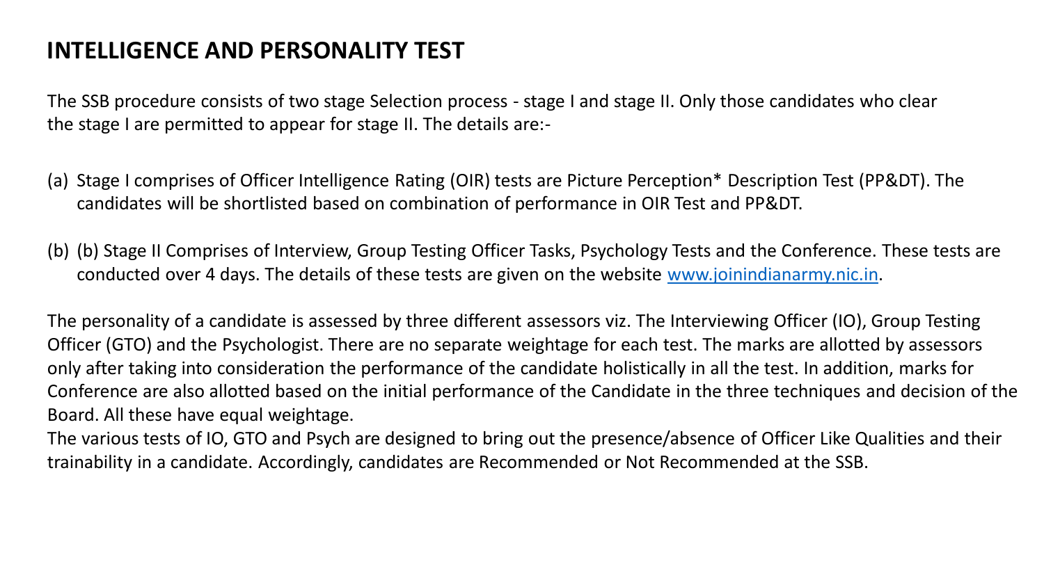## INTELLIGENCE AND PERSONALITY TEST

The SSB procedure consists of two stage Selection process - stage I and stage II. Only those candidates who clear the stage I are permitted to appear for stage II. The details are:-

(a) Stage I comprises of Officer Intelligence Rating (OIR) tests are Picture Perception* Description Test (PP&DT). The candidates will be shortlisted based on combination of performance in OIR Test and PP&DT.

(b) (b) Stage II Comprises of Interview, Group Testing Officer Tasks, Psychology Tests and the Conference. These tests are conducted over 4 days. The details of these tests are given on the website [www.joinindianarmy.nic.in](http://www.joinindianarmy.nic.in).

The personality of a candidate is assessed by three different assessors viz. The Interviewing Officer (IO), Group Testing Officer (GTO) and the Psychologist. There are no separate weightage for each test. The marks are allotted by assessors only after taking into consideration the performance of the candidate holistically in all the test. In addition, marks for Conference are also allotted based on the initial performance of the Candidate in the three techniques and decision of the Board. All these have equal weightage.

The various tests of IO, GTO and Psych are designed to bring out the presence/absence of Officer Like Qualities and their trainability in a candidate. Accordingly, candidates are Recommended or Not Recommended at the SSB.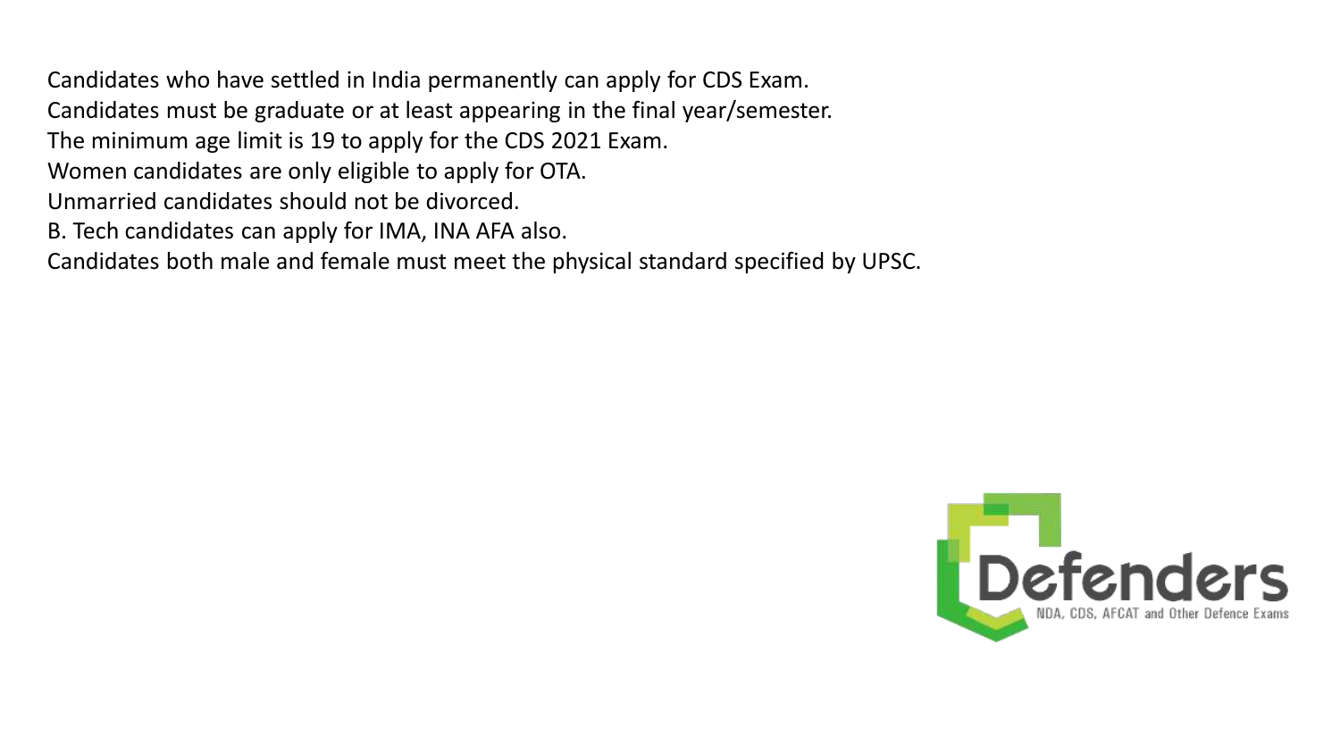Candidates who have settled in India permanently can apply for CDS Exam.
Candidates must be graduate or at least appearing in the final year/semester.
The minimum age limit is 19 to apply for the CDS 2021 Exam.
Women candidates are only eligible to apply for OTA.
Unmarried candidates should not be divorced.
B. Tech candidates can apply for IMA, INA AFA also.
Candidates both male and female must meet the physical standard specified by UPSC.

Defenders
NDA, CDS, AFCAT and Other Defence Exams